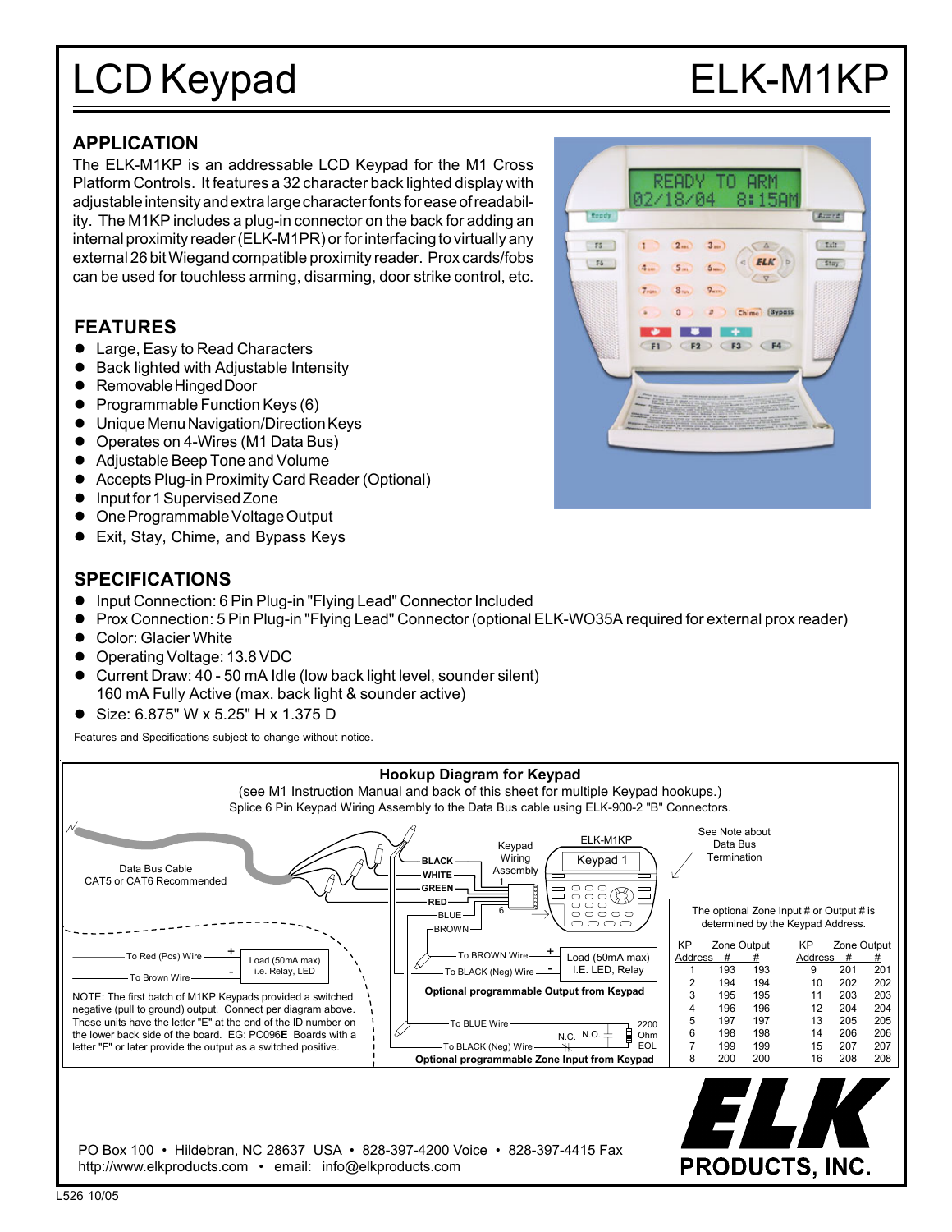# LCD Keypad ELK-M1KP

## APPLICATION

The ELK-M1KP is an addressable LCD Keypad for the M1 Cross Platform Controls. It features a 32 character back lighted display with adjustable intensity and extra large character fonts for ease of readability. The M1KP includes a plug-in connector on the back for adding an internal proximity reader (ELK-M1PR) or for interfacing to virtually any external 26 bit Wiegand compatible proximity reader. Prox cards/fobs can be used for touchless arming, disarming, door strike control, etc.

## FEATURES

- Large, Easy to Read Characters
- Back lighted with Adjustable Intensity
- Removable Hinged Door
- Programmable Function Keys (6)
- Unique Menu Navigation/Direction Keys
- Operates on 4-Wires (M1 Data Bus)
- Adjustable Beep Tone and Volume
- Accepts Plug-in Proximity Card Reader (Optional)
- Input for 1 Supervised Zone
- One Programmable Voltage Output
- Exit, Stay, Chime, and Bypass Keys

## SPECIFICATIONS

- Input Connection: 6 Pin Plug-in "Flying Lead" Connector Included
- Prox Connection: 5 Pin Plug-in "Flying Lead" Connector (optional ELK-WO35A required for external prox reader)
- Color: Glacier White
- Operating Voltage: 13.8 VDC
- Current Draw: 40 - 50 mA Idle (low back light level, sounder silent)
  160 mA Fully Active (max. back light & sounder active)
- Size: 6.875" W x 5.25" H x 1.375 D

Features and Specifications subject to change without notice.

### Hookup Diagram for Keypad

(see M1 Instruction Manual and back of this sheet for multiple Keypad hookups.)
Splice 6 Pin Keypad Wiring Assembly to the Data Bus cable using ELK-900-2 "B" Connectors.

Data Bus Cable CAT5 or CAT6 Recommended

BLACK, WHITE, GREEN, RED, BLUE, BROWN — Keypad Wiring Assembly (1 ... 6) — ELK-M1KP Keypad 1

See Note about Data Bus Termination

To Red (Pos) Wire + / To Brown Wire - — Load (50mA max) i.e. Relay, LED

NOTE: The first batch of M1KP Keypads provided a switched negative (pull to ground) output. Connect per diagram above. These units have the letter "E" at the end of the ID number on the lower back side of the board. EG: PC096**E** Boards with a letter "F" or later provide the output as a switched positive.

To BROWN Wire + / To BLACK (Neg) Wire - — Load (50mA max) I.E. LED, Relay

**Optional programmable Output from Keypad**

To BLUE Wire / To BLACK (Neg) Wire — N.C. N.O. — 2200 Ohm EOL

**Optional programmable Zone Input from Keypad**

The optional Zone Input # or Output # is determined by the Keypad Address.

| KP Address | Zone # | Output # | KP Address | Zone # | Output # |
|---|---|---|---|---|---|
| 1 | 193 | 193 | 9 | 201 | 201 |
| 2 | 194 | 194 | 10 | 202 | 202 |
| 3 | 195 | 195 | 11 | 203 | 203 |
| 4 | 196 | 196 | 12 | 204 | 204 |
| 5 | 197 | 197 | 13 | 205 | 205 |
| 6 | 198 | 198 | 14 | 206 | 206 |
| 7 | 199 | 199 | 15 | 207 | 207 |
| 8 | 200 | 200 | 16 | 208 | 208 |

PO Box 100 • Hildebran, NC 28637 USA • 828-397-4200 Voice • 828-397-4415 Fax
http://www.elkproducts.com • email: info@elkproducts.com

ELK PRODUCTS, INC.

L526 10/05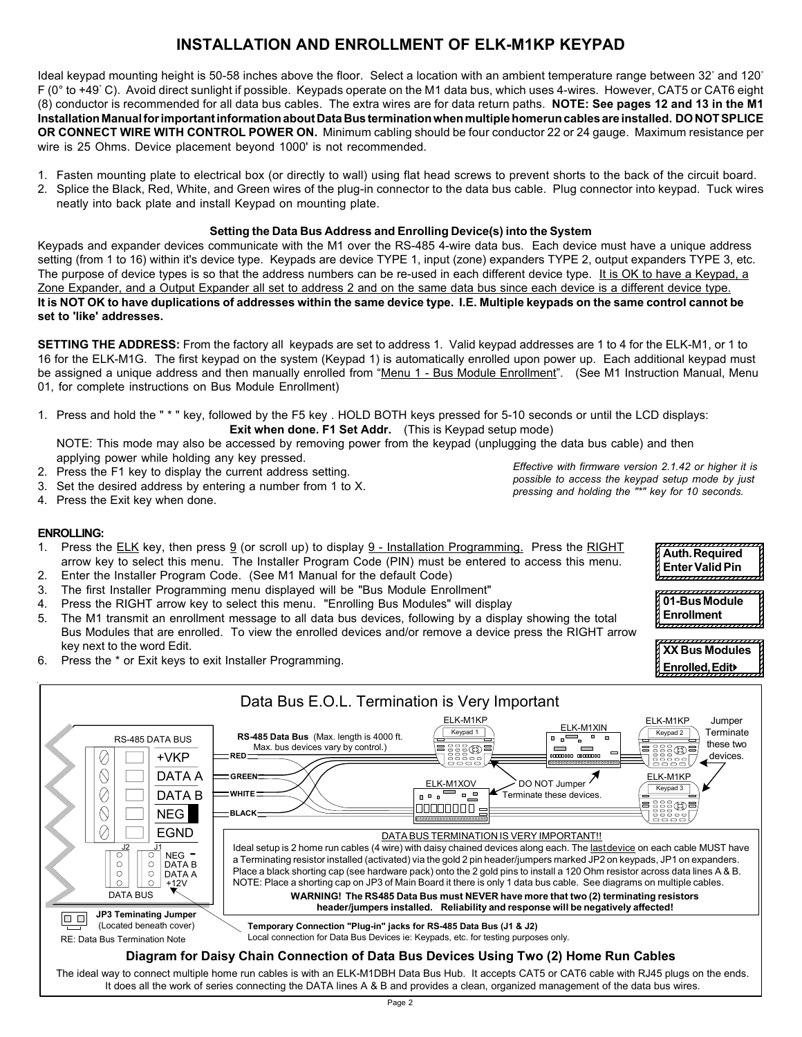# INSTALLATION AND ENROLLMENT OF ELK-M1KP KEYPAD

Ideal keypad mounting height is 50-58 inches above the floor. Select a location with an ambient temperature range between 32° and 120° F (0° to +49° C). Avoid direct sunlight if possible. Keypads operate on the M1 data bus, which uses 4-wires. However, CAT5 or CAT6 eight (8) conductor is recommended for all data bus cables. The extra wires are for data return paths. **NOTE: See pages 12 and 13 in the M1 Installation Manual for important information about Data Bus termination when multiple homerun cables are installed. DO NOT SPLICE OR CONNECT WIRE WITH CONTROL POWER ON.** Minimum cabling should be four conductor 22 or 24 gauge. Maximum resistance per wire is 25 Ohms. Device placement beyond 1000' is not recommended.

1. Fasten mounting plate to electrical box (or directly to wall) using flat head screws to prevent shorts to the back of the circuit board.
2. Splice the Black, Red, White, and Green wires of the plug-in connector to the data bus cable. Plug connector into keypad. Tuck wires neatly into back plate and install Keypad on mounting plate.

### Setting the Data Bus Address and Enrolling Device(s) into the System

Keypads and expander devices communicate with the M1 over the RS-485 4-wire data bus. Each device must have a unique address setting (from 1 to 16) within it's device type. Keypads are device TYPE 1, input (zone) expanders TYPE 2, output expanders TYPE 3, etc. The purpose of device types is so that the address numbers can be re-used in each different device type. It is OK to have a Keypad, a Zone Expander, and a Output Expander all set to address 2 and on the same data bus since each device is a different device type. **It is NOT OK to have duplications of addresses within the same device type. I.E. Multiple keypads on the same control cannot be set to 'like' addresses.**

**SETTING THE ADDRESS:** From the factory all keypads are set to address 1. Valid keypad addresses are 1 to 4 for the ELK-M1, or 1 to 16 for the ELK-M1G. The first keypad on the system (Keypad 1) is automatically enrolled upon power up. Each additional keypad must be assigned a unique address and then manually enrolled from "Menu 1 - Bus Module Enrollment". (See M1 Instruction Manual, Menu 01, for complete instructions on Bus Module Enrollment)

1. Press and hold the " * " key, followed by the F5 key . HOLD BOTH keys pressed for 5-10 seconds or until the LCD displays: **Exit when done. F1 Set Addr.** (This is Keypad setup mode)
   NOTE: This mode may also be accessed by removing power from the keypad (unplugging the data bus cable) and then applying power while holding any key pressed.
2. Press the F1 key to display the current address setting.
3. Set the desired address by entering a number from 1 to X.
4. Press the Exit key when done.

*Effective with firmware version 2.1.42 or higher it is possible to access the keypad setup mode by just pressing and holding the "*" key for 10 seconds.*

**ENROLLING:**

1. Press the ELK key, then press 9 (or scroll up) to display 9 - Installation Programming. Press the RIGHT arrow key to select this menu. The Installer Program Code (PIN) must be entered to access this menu.
2. Enter the Installer Program Code. (See M1 Manual for the default Code)
3. The first Installer Programming menu displayed will be "Bus Module Enrollment"
4. Press the RIGHT arrow key to select this menu. "Enrolling Bus Modules" will display
5. The M1 transmit an enrollment message to all data bus devices, following by a display showing the total Bus Modules that are enrolled. To view the enrolled devices and/or remove a device press the RIGHT arrow key next to the word Edit.
6. Press the * or Exit keys to exit Installer Programming.

**Auth. Required Enter Valid Pin**

**01-Bus Module Enrollment**

**XX Bus Modules Enrolled, Edit▸**

## Data Bus E.O.L. Termination is Very Important

RS-485 DATA BUS: +VKP, DATA A, DATA B, NEG, EGND

J2 J1: NEG -, DATA B, DATA A, +12V — DATA BUS

**RS-485 Data Bus** (Max. length is 4000 ft. Max. bus devices vary by control.) RED, GREEN, WHITE, BLACK

ELK-M1KP Keypad 1 — ELK-M1XIN — ELK-M1KP Keypad 2 — Jumper Terminate these two devices. — ELK-M1XOV — DO NOT Jumper Terminate these devices. — ELK-M1KP Keypad 3

DATA BUS TERMINATION IS VERY IMPORTANT!!

Ideal setup is 2 home run cables (4 wire) with daisy chained devices along each. The last device on each cable MUST have a Terminating resistor installed (activated) via the gold 2 pin header/jumpers marked JP2 on keypads, JP1 on expanders. Place a black shorting cap (see hardware pack) onto the 2 gold pins to install a 120 Ohm resistor across data lines A & B. NOTE: Place a shorting cap on JP3 of Main Board it there is only 1 data bus cable. See diagrams on multiple cables.

**WARNING! The RS485 Data Bus must NEVER have more that two (2) terminating resistors header/jumpers installed. Reliability and response will be negatively affected!**

**JP3 Teminating Jumper** (Located beneath cover)

RE: Data Bus Termination Note

**Temporary Connection "Plug-in" jacks for RS-485 Data Bus (J1 & J2)**
Local connection for Data Bus Devices ie: Keypads, etc. for testing purposes only.

**Diagram for Daisy Chain Connection of Data Bus Devices Using Two (2) Home Run Cables**

The ideal way to connect multiple home run cables is with an ELK-M1DBH Data Bus Hub. It accepts CAT5 or CAT6 cable with RJ45 plugs on the ends. It does all the work of series connecting the DATA lines A & B and provides a clean, organized management of the data bus wires.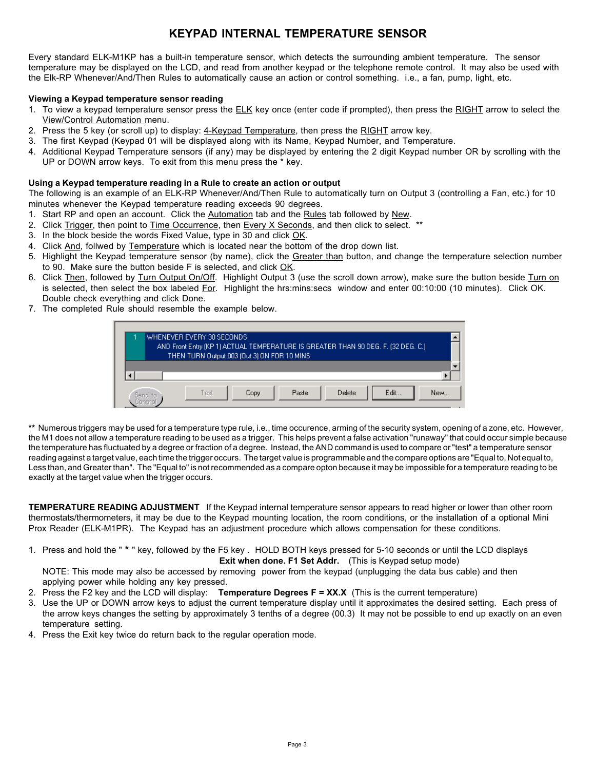# KEYPAD INTERNAL TEMPERATURE SENSOR

Every standard ELK-M1KP has a built-in temperature sensor, which detects the surrounding ambient temperature. The sensor temperature may be displayed on the LCD, and read from another keypad or the telephone remote control. It may also be used with the Elk-RP Whenever/And/Then Rules to automatically cause an action or control something. i.e., a fan, pump, light, etc.

**Viewing a Keypad temperature sensor reading**

1. To view a keypad temperature sensor press the ELK key once (enter code if prompted), then press the RIGHT arrow to select the View/Control Automation menu.
2. Press the 5 key (or scroll up) to display: 4-Keypad Temperature, then press the RIGHT arrow key.
3. The first Keypad (Keypad 01 will be displayed along with its Name, Keypad Number, and Temperature.
4. Additional Keypad Temperature sensors (if any) may be displayed by entering the 2 digit Keypad number OR by scrolling with the UP or DOWN arrow keys. To exit from this menu press the * key.

**Using a Keypad temperature reading in a Rule to create an action or output**

The following is an example of an ELK-RP Whenever/And/Then Rule to automatically turn on Output 3 (controlling a Fan, etc.) for 10 minutes whenever the Keypad temperature reading exceeds 90 degrees.

1. Start RP and open an account. Click the Automation tab and the Rules tab followed by New.
2. Click Trigger, then point to Time Occurrence, then Every X Seconds, and then click to select. **
3. In the block beside the words Fixed Value, type in 30 and click OK.
4. Click And, follwed by Temperature which is located near the bottom of the drop down list.
5. Highlight the Keypad temperature sensor (by name), click the Greater than button, and change the temperature selection number to 90. Make sure the button beside F is selected, and click OK.
6. Click Then, followed by Turn Output On/Off. Highlight Output 3 (use the scroll down arrow), make sure the button beside Turn on is selected, then select the box labeled For. Highlight the hrs:mins:secs window and enter 00:10:00 (10 minutes). Click OK. Double check everything and click Done.
7. The completed Rule should resemble the example below.

```
1  WHENEVER EVERY 30 SECONDS
     AND Front Entry (KP 1) ACTUAL TEMPERATURE IS GREATER THAN 90 DEG. F. (32 DEG. C.)
       THEN TURN Output 003 (Out 3) ON FOR 10 MINS
```

Send to Control | Test | Copy | Paste | Delete | Edit... | New...

** Numerous triggers may be used for a temperature type rule, i.e., time occurence, arming of the security system, opening of a zone, etc. However, the M1 does not allow a temperature reading to be used as a trigger. This helps prevent a false activation "runaway" that could occur simple because the temperature has fluctuated by a degree or fraction of a degree. Instead, the AND command is used to compare or "test" a temperature sensor reading against a target value, each time the trigger occurs. The target value is programmable and the compare options are "Equal to, Not equal to, Less than, and Greater than". The "Equal to" is not recommended as a compare opton because it may be impossible for a temperature reading to be exactly at the target value when the trigger occurs.

**TEMPERATURE READING ADJUSTMENT** If the Keypad internal temperature sensor appears to read higher or lower than other room thermostats/thermometers, it may be due to the Keypad mounting location, the room conditions, or the installation of a optional Mini Prox Reader (ELK-M1PR). The Keypad has an adjustment procedure which allows compensation for these conditions.

1. Press and hold the " * " key, followed by the F5 key . HOLD BOTH keys pressed for 5-10 seconds or until the LCD displays **Exit when done. F1 Set Addr.** (This is Keypad setup mode)
   NOTE: This mode may also be accessed by removing power from the keypad (unplugging the data bus cable) and then applying power while holding any key pressed.
2. Press the F2 key and the LCD will display: **Temperature Degrees F = XX.X** (This is the current temperature)
3. Use the UP or DOWN arrow keys to adjust the current temperature display until it approximates the desired setting. Each press of the arrow keys changes the setting by approximately 3 tenths of a degree (00.3) It may not be possible to end up exactly on an even temperature setting.
4. Press the Exit key twice do return back to the regular operation mode.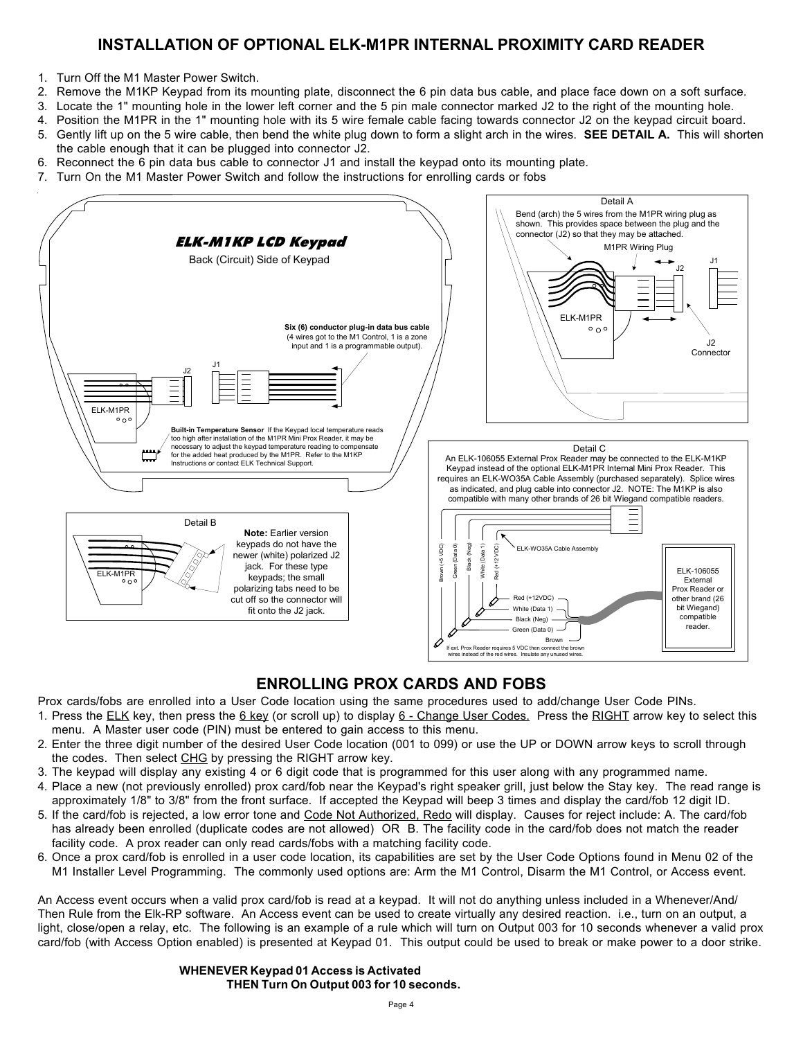# INSTALLATION OF OPTIONAL ELK-M1PR INTERNAL PROXIMITY CARD READER

1. Turn Off the M1 Master Power Switch.
2. Remove the M1KP Keypad from its mounting plate, disconnect the 6 pin data bus cable, and place face down on a soft surface.
3. Locate the 1" mounting hole in the lower left corner and the 5 pin male connector marked J2 to the right of the mounting hole.
4. Position the M1PR in the 1" mounting hole with its 5 wire female cable facing towards connector J2 on the keypad circuit board.
5. Gently lift up on the 5 wire cable, then bend the white plug down to form a slight arch in the wires. **SEE DETAIL A.** This will shorten the cable enough that it can be plugged into connector J2.
6. Reconnect the 6 pin data bus cable to connector J1 and install the keypad onto its mounting plate.
7. Turn On the M1 Master Power Switch and follow the instructions for enrolling cards or fobs

***ELK-M1KP LCD Keypad***

Back (Circuit) Side of Keypad

**Six (6) conductor plug-in data bus cable** (4 wires got to the M1 Control, 1 is a zone input and 1 is a programmable output).

J2

J1

ELK-M1PR

**Built-in Temperature Sensor** If the Keypad local temperature reads too high after installation of the M1PR Mini Prox Reader, it may be necessary to adjust the keypad temperature reading to compensate for the added heat produced by the M1PR. Refer to the M1KP Instructions or contact ELK Technical Support.

Detail A

Bend (arch) the 5 wires from the M1PR wiring plug as shown. This provides space between the plug and the connector (J2) so that they may be attached.

M1PR Wiring Plug

J2

J1

ELK-M1PR

J2 Connector

Detail B

**Note:** Earlier version keypads do not have the newer (white) polarized J2 jack. For these type keypads; the small polarizing tabs need to be cut off so the connector will fit onto the J2 jack.

ELK-M1PR

Detail C

An ELK-106055 External Prox Reader may be connected to the ELK-M1KP Keypad instead of the optional ELK-M1PR Internal Mini Prox Reader. This requires an ELK-WO35A Cable Assembly (purchased separately). Splice wires as indicated, and plug cable into connector J2. NOTE: The M1KP is also compatible with many other brands of 26 bit Wiegand compatible readers.

Brown (+5 VDC)
Green (Data 0)
Black (Neg)
White (Data 1)
Red (+12 VDC)

ELK-WO35A Cable Assembly

Red (+12VDC)
White (Data 1)
Black (Neg)
Green (Data 0)
Brown

ELK-106055 External Prox Reader or other brand (26 bit Wiegand) compatible reader.

If ext. Prox Reader requires 5 VDC then connect the brown wires instead of the red wires. Insulate any unused wires.

# ENROLLING PROX CARDS AND FOBS

Prox cards/fobs are enrolled into a User Code location using the same procedures used to add/change User Code PINs.

1. Press the ELK key, then press the 6 key (or scroll up) to display 6 - Change User Codes. Press the RIGHT arrow key to select this menu. A Master user code (PIN) must be entered to gain access to this menu.
2. Enter the three digit number of the desired User Code location (001 to 099) or use the UP or DOWN arrow keys to scroll through the codes. Then select CHG by pressing the RIGHT arrow key.
3. The keypad will display any existing 4 or 6 digit code that is programmed for this user along with any programmed name.
4. Place a new (not previously enrolled) prox card/fob near the Keypad's right speaker grill, just below the Stay key. The read range is approximately 1/8" to 3/8" from the front surface. If accepted the Keypad will beep 3 times and display the card/fob 12 digit ID.
5. If the card/fob is rejected, a low error tone and Code Not Authorized, Redo will display. Causes for reject include: A. The card/fob has already been enrolled (duplicate codes are not allowed) OR B. The facility code in the card/fob does not match the reader facility code. A prox reader can only read cards/fobs with a matching facility code.
6. Once a prox card/fob is enrolled in a user code location, its capabilities are set by the User Code Options found in Menu 02 of the M1 Installer Level Programming. The commonly used options are: Arm the M1 Control, Disarm the M1 Control, or Access event.

An Access event occurs when a valid prox card/fob is read at a keypad. It will not do anything unless included in a Whenever/And/Then Rule from the Elk-RP software. An Access event can be used to create virtually any desired reaction. i.e., turn on an output, a light, close/open a relay, etc. The following is an example of a rule which will turn on Output 003 for 10 seconds whenever a valid prox card/fob (with Access Option enabled) is presented at Keypad 01. This output could be used to break or make power to a door strike.

**WHENEVER Keypad 01 Access is Activated**
**THEN Turn On Output 003 for 10 seconds.**